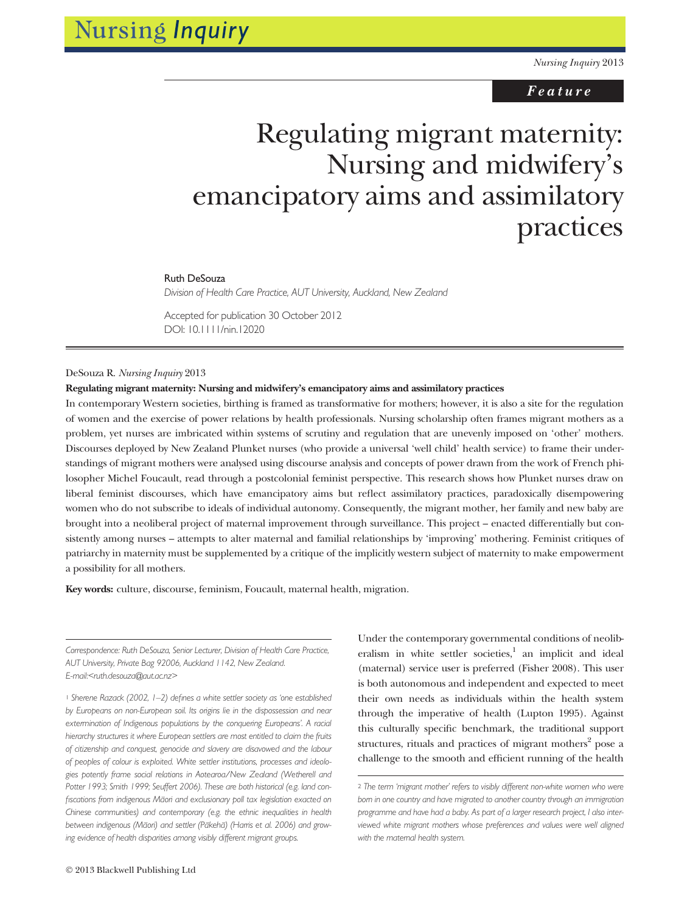*Feature*

# Regulating migrant maternity: Nursing and midwifery's emancipatory aims and assimilatory practices

**Ruth DeSouza**

*Division of Health Care Practice, AUT University, Auckland, New Zealand*

Accepted for publication 30 October 2012
DOI: 10.1111/nin.12020

DeSouza R. *Nursing Inquiry* 2013

**Regulating migrant maternity: Nursing and midwifery's emancipatory aims and assimilatory practices**

In contemporary Western societies, birthing is framed as transformative for mothers; however, it is also a site for the regulation of women and the exercise of power relations by health professionals. Nursing scholarship often frames migrant mothers as a problem, yet nurses are imbricated within systems of scrutiny and regulation that are unevenly imposed on 'other' mothers. Discourses deployed by New Zealand Plunket nurses (who provide a universal 'well child' health service) to frame their understandings of migrant mothers were analysed using discourse analysis and concepts of power drawn from the work of French philosopher Michel Foucault, read through a postcolonial feminist perspective. This research shows how Plunket nurses draw on liberal feminist discourses, which have emancipatory aims but reflect assimilatory practices, paradoxically disempowering women who do not subscribe to ideals of individual autonomy. Consequently, the migrant mother, her family and new baby are brought into a neoliberal project of maternal improvement through surveillance. This project – enacted differentially but consistently among nurses – attempts to alter maternal and familial relationships by 'improving' mothering. Feminist critiques of patriarchy in maternity must be supplemented by a critique of the implicitly western subject of maternity to make empowerment a possibility for all mothers.

**Key words:** culture, discourse, feminism, Foucault, maternal health, migration.

Under the contemporary governmental conditions of neoliberalism in white settler societies,[1] an implicit and ideal (maternal) service user is preferred (Fisher 2008). This user is both autonomous and independent and expected to meet their own needs as individuals within the health system through the imperative of health (Lupton 1995). Against this culturally specific benchmark, the traditional support structures, rituals and practices of migrant mothers[2] pose a challenge to the smooth and efficient running of the health

*Correspondence: Ruth DeSouza, Senior Lecturer, Division of Health Care Practice, AUT University, Private Bag 92006, Auckland 1142, New Zealand. E-mail:<ruth.desouza@aut.ac.nz>*

[1] *Sherene Razack (2002, 1–2) defines a white settler society as 'one established by Europeans on non-European soil. Its origins lie in the dispossession and near extermination of Indigenous populations by the conquering Europeans'. A racial hierarchy structures it where European settlers are most entitled to claim the fruits of citizenship and conquest, genocide and slavery are disavowed and the labour of peoples of colour is exploited. White settler institutions, processes and ideologies potently frame social relations in Aotearoa/New Zealand (Wetherell and Potter 1993; Smith 1999; Seuffert 2006). These are both historical (e.g. land confiscations from indigenous Māori and exclusionary poll tax legislation exacted on Chinese communities) and contemporary (e.g. the ethnic inequalities in health between indigenous (Māori) and settler (Pākehā) (Harris et al. 2006) and growing evidence of health disparities among visibly different migrant groups.*

[2] *The term 'migrant mother' refers to visibly different non-white women who were born in one country and have migrated to another country through an immigration programme and have had a baby. As part of a larger research project, I also interviewed white migrant mothers whose preferences and values were well aligned with the maternal health system.*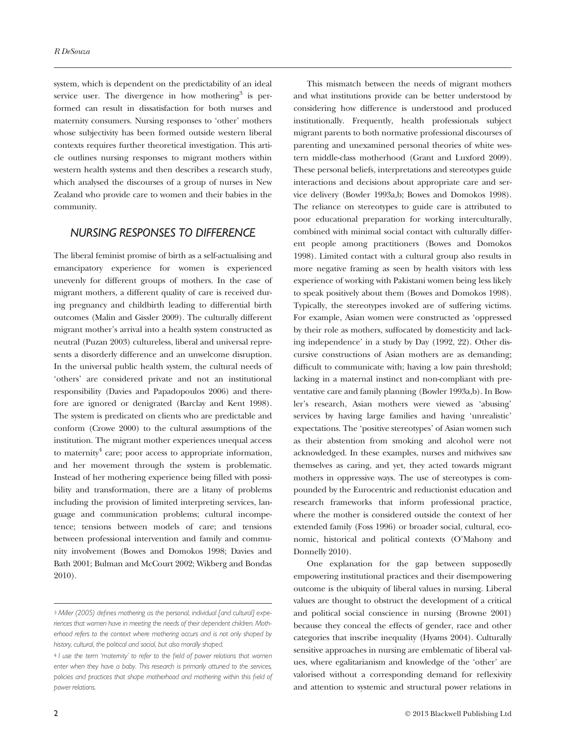system, which is dependent on the predictability of an ideal service user. The divergence in how mothering[3] is performed can result in dissatisfaction for both nurses and maternity consumers. Nursing responses to 'other' mothers whose subjectivity has been formed outside western liberal contexts requires further theoretical investigation. This article outlines nursing responses to migrant mothers within western health systems and then describes a research study, which analysed the discourses of a group of nurses in New Zealand who provide care to women and their babies in the community.

## NURSING RESPONSES TO DIFFERENCE

The liberal feminist promise of birth as a self-actualising and emancipatory experience for women is experienced unevenly for different groups of mothers. In the case of migrant mothers, a different quality of care is received during pregnancy and childbirth leading to differential birth outcomes (Malin and Gissler 2009). The culturally different migrant mother's arrival into a health system constructed as neutral (Puzan 2003) cultureless, liberal and universal represents a disorderly difference and an unwelcome disruption. In the universal public health system, the cultural needs of 'others' are considered private and not an institutional responsibility (Davies and Papadopoulos 2006) and therefore are ignored or denigrated (Barclay and Kent 1998). The system is predicated on clients who are predictable and conform (Crowe 2000) to the cultural assumptions of the institution. The migrant mother experiences unequal access to maternity[4] care; poor access to appropriate information, and her movement through the system is problematic. Instead of her mothering experience being filled with possibility and transformation, there are a litany of problems including the provision of limited interpreting services, language and communication problems; cultural incompetence; tensions between models of care; and tensions between professional intervention and family and community involvement (Bowes and Domokos 1998; Davies and Bath 2001; Bulman and McCourt 2002; Wikberg and Bondas 2010).

This mismatch between the needs of migrant mothers and what institutions provide can be better understood by considering how difference is understood and produced institutionally. Frequently, health professionals subject migrant parents to both normative professional discourses of parenting and unexamined personal theories of white western middle-class motherhood (Grant and Luxford 2009). These personal beliefs, interpretations and stereotypes guide interactions and decisions about appropriate care and service delivery (Bowler 1993a,b; Bowes and Domokos 1998). The reliance on stereotypes to guide care is attributed to poor educational preparation for working interculturally, combined with minimal social contact with culturally different people among practitioners (Bowes and Domokos 1998). Limited contact with a cultural group also results in more negative framing as seen by health visitors with less experience of working with Pakistani women being less likely to speak positively about them (Bowes and Domokos 1998). Typically, the stereotypes invoked are of suffering victims. For example, Asian women were constructed as 'oppressed by their role as mothers, suffocated by domesticity and lacking independence' in a study by Day (1992, 22). Other discursive constructions of Asian mothers are as demanding; difficult to communicate with; having a low pain threshold; lacking in a maternal instinct and non-compliant with preventative care and family planning (Bowler 1993a,b). In Bowler's research, Asian mothers were viewed as 'abusing' services by having large families and having 'unrealistic' expectations. The 'positive stereotypes' of Asian women such as their abstention from smoking and alcohol were not acknowledged. In these examples, nurses and midwives saw themselves as caring, and yet, they acted towards migrant mothers in oppressive ways. The use of stereotypes is compounded by the Eurocentric and reductionist education and research frameworks that inform professional practice, where the mother is considered outside the context of her extended family (Foss 1996) or broader social, cultural, economic, historical and political contexts (O'Mahony and Donnelly 2010).

One explanation for the gap between supposedly empowering institutional practices and their disempowering outcome is the ubiquity of liberal values in nursing. Liberal values are thought to obstruct the development of a critical and political social conscience in nursing (Browne 2001) because they conceal the effects of gender, race and other categories that inscribe inequality (Hyams 2004). Culturally sensitive approaches in nursing are emblematic of liberal values, where egalitarianism and knowledge of the 'other' are valorised without a corresponding demand for reflexivity and attention to systemic and structural power relations in

---

[3] *Miller (2005) defines mothering as the personal, individual [and cultural] experiences that women have in meeting the needs of their dependent children. Motherhood refers to the context where mothering occurs and is not only shaped by history, cultural, the political and social, but also morally shaped.*

[4] *I use the term 'maternity' to refer to the field of power relations that women enter when they have a baby. This research is primarily attuned to the services, policies and practices that shape motherhood and mothering within this field of power relations.*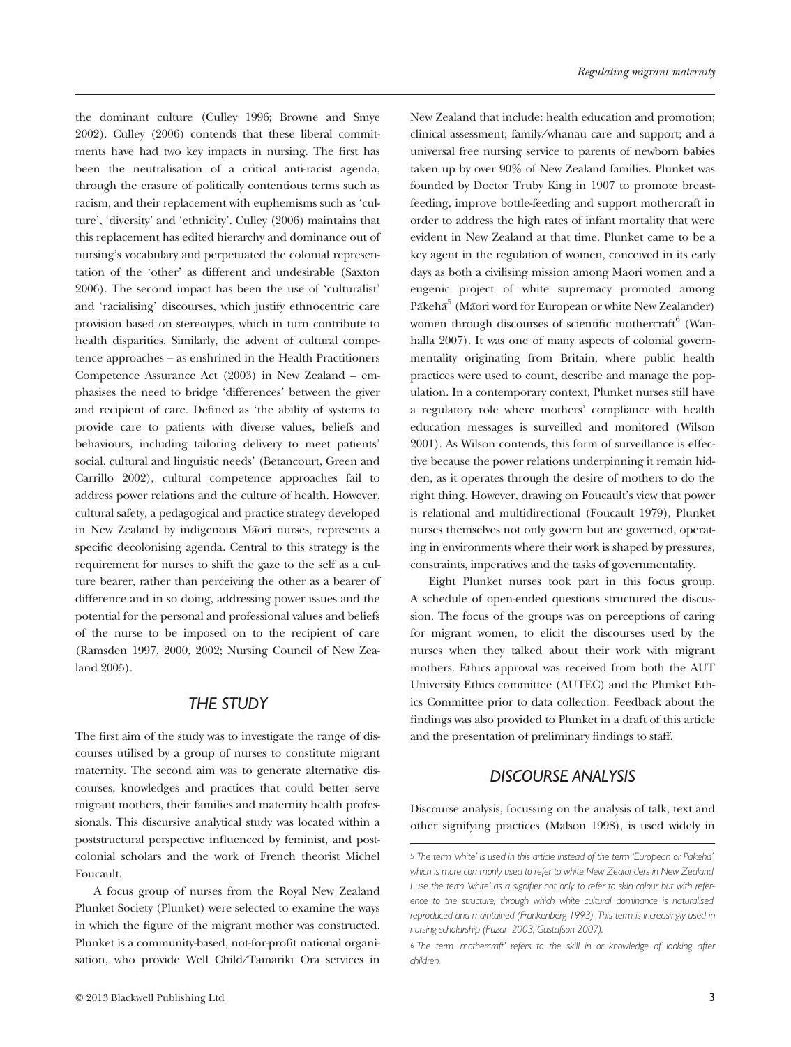the dominant culture (Culley 1996; Browne and Smye 2002). Culley (2006) contends that these liberal commitments have had two key impacts in nursing. The first has been the neutralisation of a critical anti-racist agenda, through the erasure of politically contentious terms such as racism, and their replacement with euphemisms such as 'culture', 'diversity' and 'ethnicity'. Culley (2006) maintains that this replacement has edited hierarchy and dominance out of nursing's vocabulary and perpetuated the colonial representation of the 'other' as different and undesirable (Saxton 2006). The second impact has been the use of 'culturalist' and 'racialising' discourses, which justify ethnocentric care provision based on stereotypes, which in turn contribute to health disparities. Similarly, the advent of cultural competence approaches – as enshrined in the Health Practitioners Competence Assurance Act (2003) in New Zealand – emphasises the need to bridge 'differences' between the giver and recipient of care. Defined as 'the ability of systems to provide care to patients with diverse values, beliefs and behaviours, including tailoring delivery to meet patients' social, cultural and linguistic needs' (Betancourt, Green and Carrillo 2002), cultural competence approaches fail to address power relations and the culture of health. However, cultural safety, a pedagogical and practice strategy developed in New Zealand by indigenous Māori nurses, represents a specific decolonising agenda. Central to this strategy is the requirement for nurses to shift the gaze to the self as a culture bearer, rather than perceiving the other as a bearer of difference and in so doing, addressing power issues and the potential for the personal and professional values and beliefs of the nurse to be imposed on to the recipient of care (Ramsden 1997, 2000, 2002; Nursing Council of New Zealand 2005).

## THE STUDY

The first aim of the study was to investigate the range of discourses utilised by a group of nurses to constitute migrant maternity. The second aim was to generate alternative discourses, knowledges and practices that could better serve migrant mothers, their families and maternity health professionals. This discursive analytical study was located within a poststructural perspective influenced by feminist, and postcolonial scholars and the work of French theorist Michel Foucault.

A focus group of nurses from the Royal New Zealand Plunket Society (Plunket) were selected to examine the ways in which the figure of the migrant mother was constructed. Plunket is a community-based, not-for-profit national organisation, who provide Well Child/Tamariki Ora services in New Zealand that include: health education and promotion; clinical assessment; family/whānau care and support; and a universal free nursing service to parents of newborn babies taken up by over 90% of New Zealand families. Plunket was founded by Doctor Truby King in 1907 to promote breastfeeding, improve bottle-feeding and support mothercraft in order to address the high rates of infant mortality that were evident in New Zealand at that time. Plunket came to be a key agent in the regulation of women, conceived in its early days as both a civilising mission among Māori women and a eugenic project of white supremacy promoted among Pākehā[5] (Māori word for European or white New Zealander) women through discourses of scientific mothercraft[6] (Wanhalla 2007). It was one of many aspects of colonial governmentality originating from Britain, where public health practices were used to count, describe and manage the population. In a contemporary context, Plunket nurses still have a regulatory role where mothers' compliance with health education messages is surveilled and monitored (Wilson 2001). As Wilson contends, this form of surveillance is effective because the power relations underpinning it remain hidden, as it operates through the desire of mothers to do the right thing. However, drawing on Foucault's view that power is relational and multidirectional (Foucault 1979), Plunket nurses themselves not only govern but are governed, operating in environments where their work is shaped by pressures, constraints, imperatives and the tasks of governmentality.

Eight Plunket nurses took part in this focus group. A schedule of open-ended questions structured the discussion. The focus of the groups was on perceptions of caring for migrant women, to elicit the discourses used by the nurses when they talked about their work with migrant mothers. Ethics approval was received from both the AUT University Ethics committee (AUTEC) and the Plunket Ethics Committee prior to data collection. Feedback about the findings was also provided to Plunket in a draft of this article and the presentation of preliminary findings to staff.

## DISCOURSE ANALYSIS

Discourse analysis, focussing on the analysis of talk, text and other signifying practices (Malson 1998), is used widely in

---

[5] *The term 'white' is used in this article instead of the term 'European or Pākehā', which is more commonly used to refer to white New Zealanders in New Zealand. I use the term 'white' as a signifier not only to refer to skin colour but with reference to the structure, through which white cultural dominance is naturalised, reproduced and maintained (Frankenberg 1993). This term is increasingly used in nursing scholarship (Puzan 2003; Gustafson 2007).*

[6] *The term 'mothercraft' refers to the skill in or knowledge of looking after children.*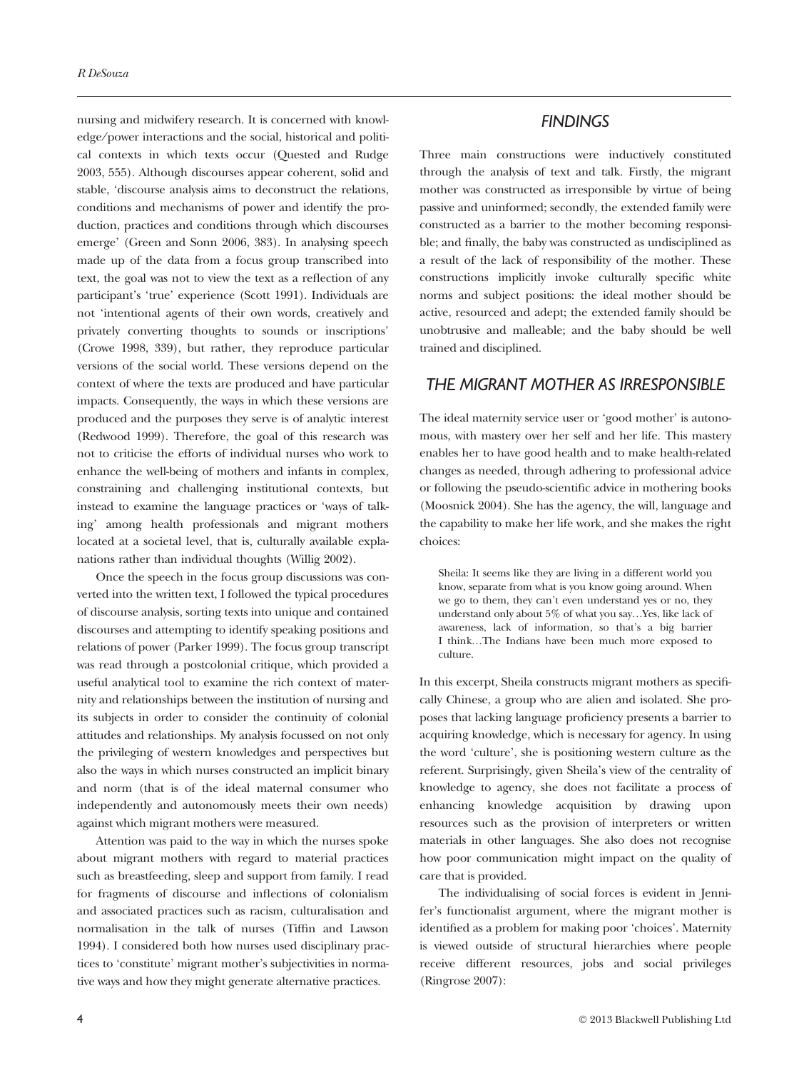nursing and midwifery research. It is concerned with knowledge/power interactions and the social, historical and political contexts in which texts occur (Quested and Rudge 2003, 555). Although discourses appear coherent, solid and stable, 'discourse analysis aims to deconstruct the relations, conditions and mechanisms of power and identify the production, practices and conditions through which discourses emerge' (Green and Sonn 2006, 383). In analysing speech made up of the data from a focus group transcribed into text, the goal was not to view the text as a reflection of any participant's 'true' experience (Scott 1991). Individuals are not 'intentional agents of their own words, creatively and privately converting thoughts to sounds or inscriptions' (Crowe 1998, 339), but rather, they reproduce particular versions of the social world. These versions depend on the context of where the texts are produced and have particular impacts. Consequently, the ways in which these versions are produced and the purposes they serve is of analytic interest (Redwood 1999). Therefore, the goal of this research was not to criticise the efforts of individual nurses who work to enhance the well-being of mothers and infants in complex, constraining and challenging institutional contexts, but instead to examine the language practices or 'ways of talking' among health professionals and migrant mothers located at a societal level, that is, culturally available explanations rather than individual thoughts (Willig 2002).

Once the speech in the focus group discussions was converted into the written text, I followed the typical procedures of discourse analysis, sorting texts into unique and contained discourses and attempting to identify speaking positions and relations of power (Parker 1999). The focus group transcript was read through a postcolonial critique, which provided a useful analytical tool to examine the rich context of maternity and relationships between the institution of nursing and its subjects in order to consider the continuity of colonial attitudes and relationships. My analysis focussed on not only the privileging of western knowledges and perspectives but also the ways in which nurses constructed an implicit binary and norm (that is of the ideal maternal consumer who independently and autonomously meets their own needs) against which migrant mothers were measured.

Attention was paid to the way in which the nurses spoke about migrant mothers with regard to material practices such as breastfeeding, sleep and support from family. I read for fragments of discourse and inflections of colonialism and associated practices such as racism, culturalisation and normalisation in the talk of nurses (Tiffin and Lawson 1994). I considered both how nurses used disciplinary practices to 'constitute' migrant mother's subjectivities in normative ways and how they might generate alternative practices.

## FINDINGS

Three main constructions were inductively constituted through the analysis of text and talk. Firstly, the migrant mother was constructed as irresponsible by virtue of being passive and uninformed; secondly, the extended family were constructed as a barrier to the mother becoming responsible; and finally, the baby was constructed as undisciplined as a result of the lack of responsibility of the mother. These constructions implicitly invoke culturally specific white norms and subject positions: the ideal mother should be active, resourced and adept; the extended family should be unobtrusive and malleable; and the baby should be well trained and disciplined.

## THE MIGRANT MOTHER AS IRRESPONSIBLE

The ideal maternity service user or 'good mother' is autonomous, with mastery over her self and her life. This mastery enables her to have good health and to make health-related changes as needed, through adhering to professional advice or following the pseudo-scientific advice in mothering books (Moosnick 2004). She has the agency, the will, language and the capability to make her life work, and she makes the right choices:

> Sheila: It seems like they are living in a different world you know, separate from what is you know going around. When we go to them, they can't even understand yes or no, they understand only about 5% of what you say…Yes, like lack of awareness, lack of information, so that's a big barrier I think…The Indians have been much more exposed to culture.

In this excerpt, Sheila constructs migrant mothers as specifically Chinese, a group who are alien and isolated. She proposes that lacking language proficiency presents a barrier to acquiring knowledge, which is necessary for agency. In using the word 'culture', she is positioning western culture as the referent. Surprisingly, given Sheila's view of the centrality of knowledge to agency, she does not facilitate a process of enhancing knowledge acquisition by drawing upon resources such as the provision of interpreters or written materials in other languages. She also does not recognise how poor communication might impact on the quality of care that is provided.

The individualising of social forces is evident in Jennifer's functionalist argument, where the migrant mother is identified as a problem for making poor 'choices'. Maternity is viewed outside of structural hierarchies where people receive different resources, jobs and social privileges (Ringrose 2007):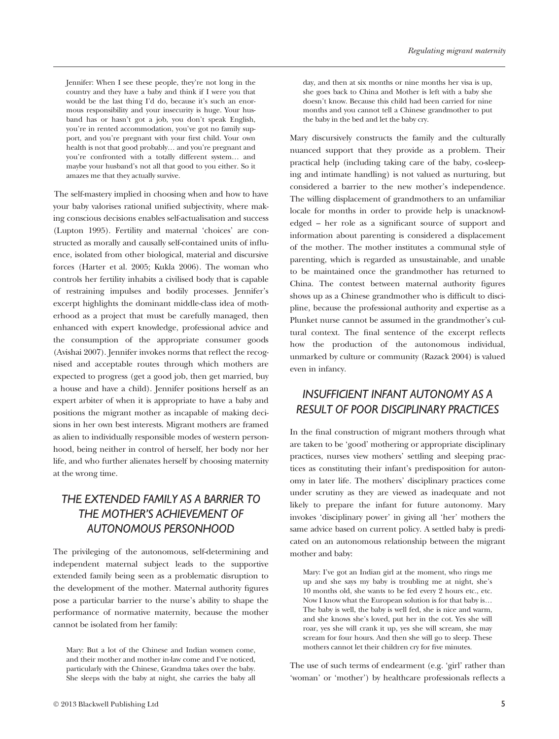> Jennifer: When I see these people, they're not long in the country and they have a baby and think if I were you that would be the last thing I'd do, because it's such an enormous responsibility and your insecurity is huge. Your husband has or hasn't got a job, you don't speak English, you're in rented accommodation, you've got no family support, and you're pregnant with your first child. Your own health is not that good probably… and you're pregnant and you're confronted with a totally different system… and maybe your husband's not all that good to you either. So it amazes me that they actually survive.

The self-mastery implied in choosing when and how to have your baby valorises rational unified subjectivity, where making conscious decisions enables self-actualisation and success (Lupton 1995). Fertility and maternal 'choices' are constructed as morally and causally self-contained units of influence, isolated from other biological, material and discursive forces (Harter et al. 2005; Kukla 2006). The woman who controls her fertility inhabits a civilised body that is capable of restraining impulses and bodily processes. Jennifer's excerpt highlights the dominant middle-class idea of motherhood as a project that must be carefully managed, then enhanced with expert knowledge, professional advice and the consumption of the appropriate consumer goods (Avishai 2007). Jennifer invokes norms that reflect the recognised and acceptable routes through which mothers are expected to progress (get a good job, then get married, buy a house and have a child). Jennifer positions herself as an expert arbiter of when it is appropriate to have a baby and positions the migrant mother as incapable of making decisions in her own best interests. Migrant mothers are framed as alien to individually responsible modes of western personhood, being neither in control of herself, her body nor her life, and who further alienates herself by choosing maternity at the wrong time.

## THE EXTENDED FAMILY AS A BARRIER TO THE MOTHER'S ACHIEVEMENT OF AUTONOMOUS PERSONHOOD

The privileging of the autonomous, self-determining and independent maternal subject leads to the supportive extended family being seen as a problematic disruption to the development of the mother. Maternal authority figures pose a particular barrier to the nurse's ability to shape the performance of normative maternity, because the mother cannot be isolated from her family:

> Mary: But a lot of the Chinese and Indian women come, and their mother and mother in-law come and I've noticed, particularly with the Chinese, Grandma takes over the baby. She sleeps with the baby at night, she carries the baby all day, and then at six months or nine months her visa is up, she goes back to China and Mother is left with a baby she doesn't know. Because this child had been carried for nine months and you cannot tell a Chinese grandmother to put the baby in the bed and let the baby cry.

Mary discursively constructs the family and the culturally nuanced support that they provide as a problem. Their practical help (including taking care of the baby, co-sleeping and intimate handling) is not valued as nurturing, but considered a barrier to the new mother's independence. The willing displacement of grandmothers to an unfamiliar locale for months in order to provide help is unacknowledged – her role as a significant source of support and information about parenting is considered a displacement of the mother. The mother institutes a communal style of parenting, which is regarded as unsustainable, and unable to be maintained once the grandmother has returned to China. The contest between maternal authority figures shows up as a Chinese grandmother who is difficult to discipline, because the professional authority and expertise as a Plunket nurse cannot be assumed in the grandmother's cultural context. The final sentence of the excerpt reflects how the production of the autonomous individual, unmarked by culture or community (Razack 2004) is valued even in infancy.

## INSUFFICIENT INFANT AUTONOMY AS A RESULT OF POOR DISCIPLINARY PRACTICES

In the final construction of migrant mothers through what are taken to be 'good' mothering or appropriate disciplinary practices, nurses view mothers' settling and sleeping practices as constituting their infant's predisposition for autonomy in later life. The mothers' disciplinary practices come under scrutiny as they are viewed as inadequate and not likely to prepare the infant for future autonomy. Mary invokes 'disciplinary power' in giving all 'her' mothers the same advice based on current policy. A settled baby is predicated on an autonomous relationship between the migrant mother and baby:

> Mary: I've got an Indian girl at the moment, who rings me up and she says my baby is troubling me at night, she's 10 months old, she wants to be fed every 2 hours etc., etc. Now I know what the European solution is for that baby is… The baby is well, the baby is well fed, she is nice and warm, and she knows she's loved, put her in the cot. Yes she will roar, yes she will crank it up, yes she will scream, she may scream for four hours. And then she will go to sleep. These mothers cannot let their children cry for five minutes.

The use of such terms of endearment (e.g. 'girl' rather than 'woman' or 'mother') by healthcare professionals reflects a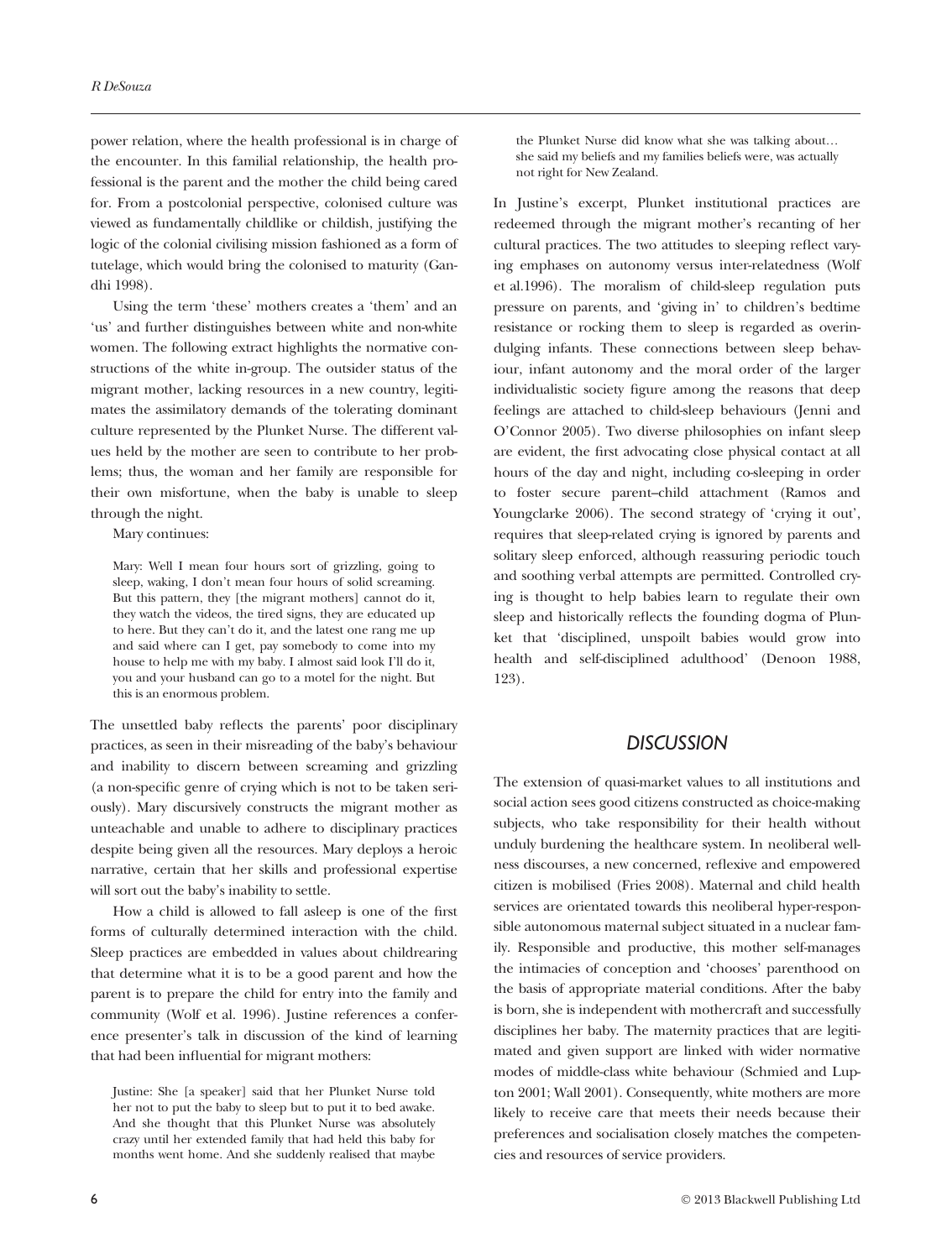power relation, where the health professional is in charge of the encounter. In this familial relationship, the health professional is the parent and the mother the child being cared for. From a postcolonial perspective, colonised culture was viewed as fundamentally childlike or childish, justifying the logic of the colonial civilising mission fashioned as a form of tutelage, which would bring the colonised to maturity (Gandhi 1998).

Using the term 'these' mothers creates a 'them' and an 'us' and further distinguishes between white and non-white women. The following extract highlights the normative constructions of the white in-group. The outsider status of the migrant mother, lacking resources in a new country, legitimates the assimilatory demands of the tolerating dominant culture represented by the Plunket Nurse. The different values held by the mother are seen to contribute to her problems; thus, the woman and her family are responsible for their own misfortune, when the baby is unable to sleep through the night.

Mary continues:

> Mary: Well I mean four hours sort of grizzling, going to sleep, waking, I don't mean four hours of solid screaming. But this pattern, they [the migrant mothers] cannot do it, they watch the videos, the tired signs, they are educated up to here. But they can't do it, and the latest one rang me up and said where can I get, pay somebody to come into my house to help me with my baby. I almost said look I'll do it, you and your husband can go to a motel for the night. But this is an enormous problem.

The unsettled baby reflects the parents' poor disciplinary practices, as seen in their misreading of the baby's behaviour and inability to discern between screaming and grizzling (a non-specific genre of crying which is not to be taken seriously). Mary discursively constructs the migrant mother as unteachable and unable to adhere to disciplinary practices despite being given all the resources. Mary deploys a heroic narrative, certain that her skills and professional expertise will sort out the baby's inability to settle.

How a child is allowed to fall asleep is one of the first forms of culturally determined interaction with the child. Sleep practices are embedded in values about childrearing that determine what it is to be a good parent and how the parent is to prepare the child for entry into the family and community (Wolf et al. 1996). Justine references a conference presenter's talk in discussion of the kind of learning that had been influential for migrant mothers:

> Justine: She [a speaker] said that her Plunket Nurse told her not to put the baby to sleep but to put it to bed awake. And she thought that this Plunket Nurse was absolutely crazy until her extended family that had held this baby for months went home. And she suddenly realised that maybe the Plunket Nurse did know what she was talking about… she said my beliefs and my families beliefs were, was actually not right for New Zealand.

In Justine's excerpt, Plunket institutional practices are redeemed through the migrant mother's recanting of her cultural practices. The two attitudes to sleeping reflect varying emphases on autonomy versus inter-relatedness (Wolf et al.1996). The moralism of child-sleep regulation puts pressure on parents, and 'giving in' to children's bedtime resistance or rocking them to sleep is regarded as overindulging infants. These connections between sleep behaviour, infant autonomy and the moral order of the larger individualistic society figure among the reasons that deep feelings are attached to child-sleep behaviours (Jenni and O'Connor 2005). Two diverse philosophies on infant sleep are evident, the first advocating close physical contact at all hours of the day and night, including co-sleeping in order to foster secure parent–child attachment (Ramos and Youngclarke 2006). The second strategy of 'crying it out', requires that sleep-related crying is ignored by parents and solitary sleep enforced, although reassuring periodic touch and soothing verbal attempts are permitted. Controlled crying is thought to help babies learn to regulate their own sleep and historically reflects the founding dogma of Plunket that 'disciplined, unspoilt babies would grow into health and self-disciplined adulthood' (Denoon 1988, 123).

## DISCUSSION

The extension of quasi-market values to all institutions and social action sees good citizens constructed as choice-making subjects, who take responsibility for their health without unduly burdening the healthcare system. In neoliberal wellness discourses, a new concerned, reflexive and empowered citizen is mobilised (Fries 2008). Maternal and child health services are orientated towards this neoliberal hyper-responsible autonomous maternal subject situated in a nuclear family. Responsible and productive, this mother self-manages the intimacies of conception and 'chooses' parenthood on the basis of appropriate material conditions. After the baby is born, she is independent with mothercraft and successfully disciplines her baby. The maternity practices that are legitimated and given support are linked with wider normative modes of middle-class white behaviour (Schmied and Lupton 2001; Wall 2001). Consequently, white mothers are more likely to receive care that meets their needs because their preferences and socialisation closely matches the competencies and resources of service providers.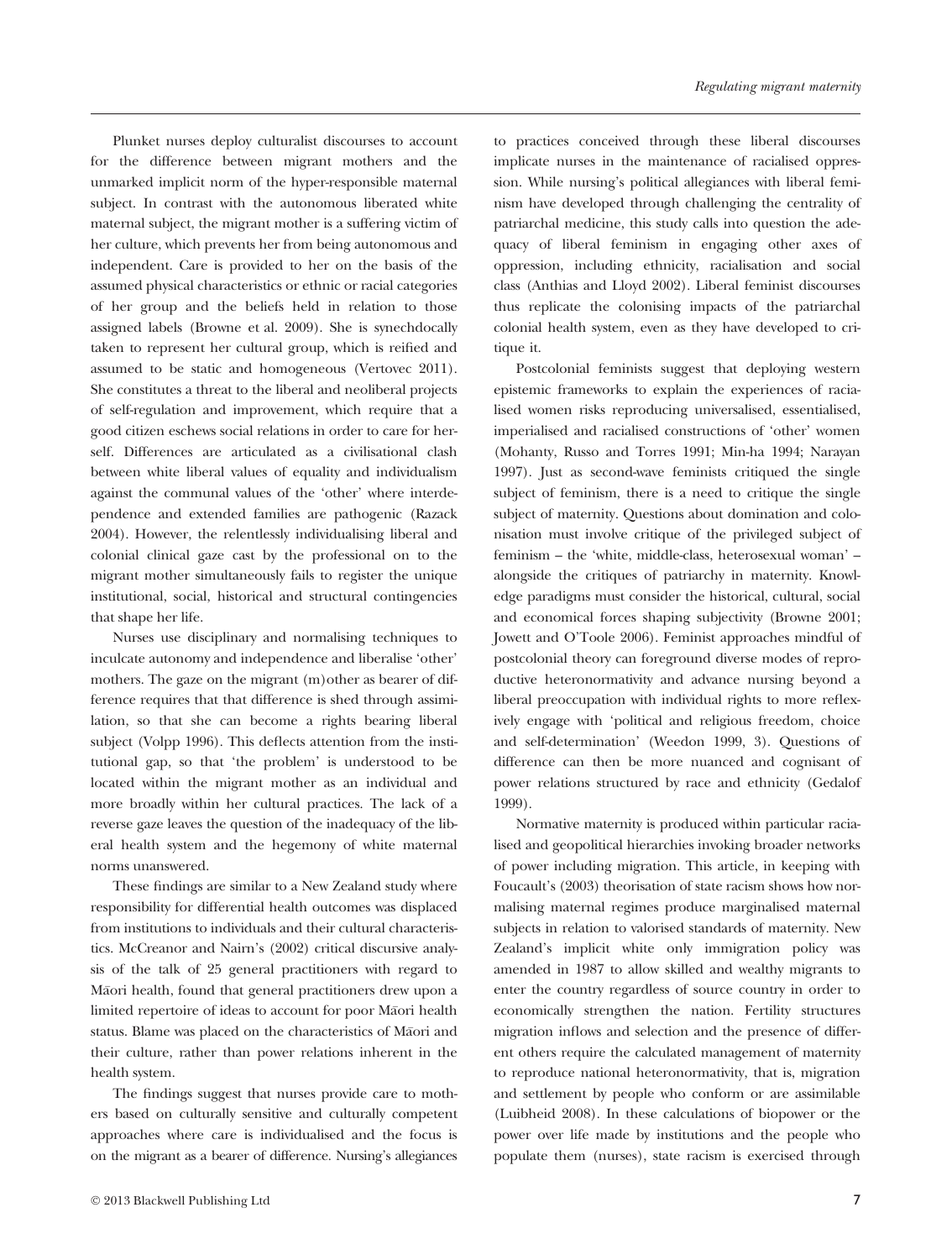Plunket nurses deploy culturalist discourses to account for the difference between migrant mothers and the unmarked implicit norm of the hyper-responsible maternal subject. In contrast with the autonomous liberated white maternal subject, the migrant mother is a suffering victim of her culture, which prevents her from being autonomous and independent. Care is provided to her on the basis of the assumed physical characteristics or ethnic or racial categories of her group and the beliefs held in relation to those assigned labels (Browne et al. 2009). She is synechdocally taken to represent her cultural group, which is reified and assumed to be static and homogeneous (Vertovec 2011). She constitutes a threat to the liberal and neoliberal projects of self-regulation and improvement, which require that a good citizen eschews social relations in order to care for herself. Differences are articulated as a civilisational clash between white liberal values of equality and individualism against the communal values of the 'other' where interdependence and extended families are pathogenic (Razack 2004). However, the relentlessly individualising liberal and colonial clinical gaze cast by the professional on to the migrant mother simultaneously fails to register the unique institutional, social, historical and structural contingencies that shape her life.

Nurses use disciplinary and normalising techniques to inculcate autonomy and independence and liberalise 'other' mothers. The gaze on the migrant (m)other as bearer of difference requires that that difference is shed through assimilation, so that she can become a rights bearing liberal subject (Volpp 1996). This deflects attention from the institutional gap, so that 'the problem' is understood to be located within the migrant mother as an individual and more broadly within her cultural practices. The lack of a reverse gaze leaves the question of the inadequacy of the liberal health system and the hegemony of white maternal norms unanswered.

These findings are similar to a New Zealand study where responsibility for differential health outcomes was displaced from institutions to individuals and their cultural characteristics. McCreanor and Nairn's (2002) critical discursive analysis of the talk of 25 general practitioners with regard to Māori health, found that general practitioners drew upon a limited repertoire of ideas to account for poor Māori health status. Blame was placed on the characteristics of Māori and their culture, rather than power relations inherent in the health system.

The findings suggest that nurses provide care to mothers based on culturally sensitive and culturally competent approaches where care is individualised and the focus is on the migrant as a bearer of difference. Nursing's allegiances to practices conceived through these liberal discourses implicate nurses in the maintenance of racialised oppression. While nursing's political allegiances with liberal feminism have developed through challenging the centrality of patriarchal medicine, this study calls into question the adequacy of liberal feminism in engaging other axes of oppression, including ethnicity, racialisation and social class (Anthias and Lloyd 2002). Liberal feminist discourses thus replicate the colonising impacts of the patriarchal colonial health system, even as they have developed to critique it.

Postcolonial feminists suggest that deploying western epistemic frameworks to explain the experiences of racialised women risks reproducing universalised, essentialised, imperialised and racialised constructions of 'other' women (Mohanty, Russo and Torres 1991; Min-ha 1994; Narayan 1997). Just as second-wave feminists critiqued the single subject of feminism, there is a need to critique the single subject of maternity. Questions about domination and colonisation must involve critique of the privileged subject of feminism – the 'white, middle-class, heterosexual woman' – alongside the critiques of patriarchy in maternity. Knowledge paradigms must consider the historical, cultural, social and economical forces shaping subjectivity (Browne 2001; Jowett and O'Toole 2006). Feminist approaches mindful of postcolonial theory can foreground diverse modes of reproductive heteronormativity and advance nursing beyond a liberal preoccupation with individual rights to more reflexively engage with 'political and religious freedom, choice and self-determination' (Weedon 1999, 3). Questions of difference can then be more nuanced and cognisant of power relations structured by race and ethnicity (Gedalof 1999).

Normative maternity is produced within particular racialised and geopolitical hierarchies invoking broader networks of power including migration. This article, in keeping with Foucault's (2003) theorisation of state racism shows how normalising maternal regimes produce marginalised maternal subjects in relation to valorised standards of maternity. New Zealand's implicit white only immigration policy was amended in 1987 to allow skilled and wealthy migrants to enter the country regardless of source country in order to economically strengthen the nation. Fertility structures migration inflows and selection and the presence of different others require the calculated management of maternity to reproduce national heteronormativity, that is, migration and settlement by people who conform or are assimilable (Luibheid 2008). In these calculations of biopower or the power over life made by institutions and the people who populate them (nurses), state racism is exercised through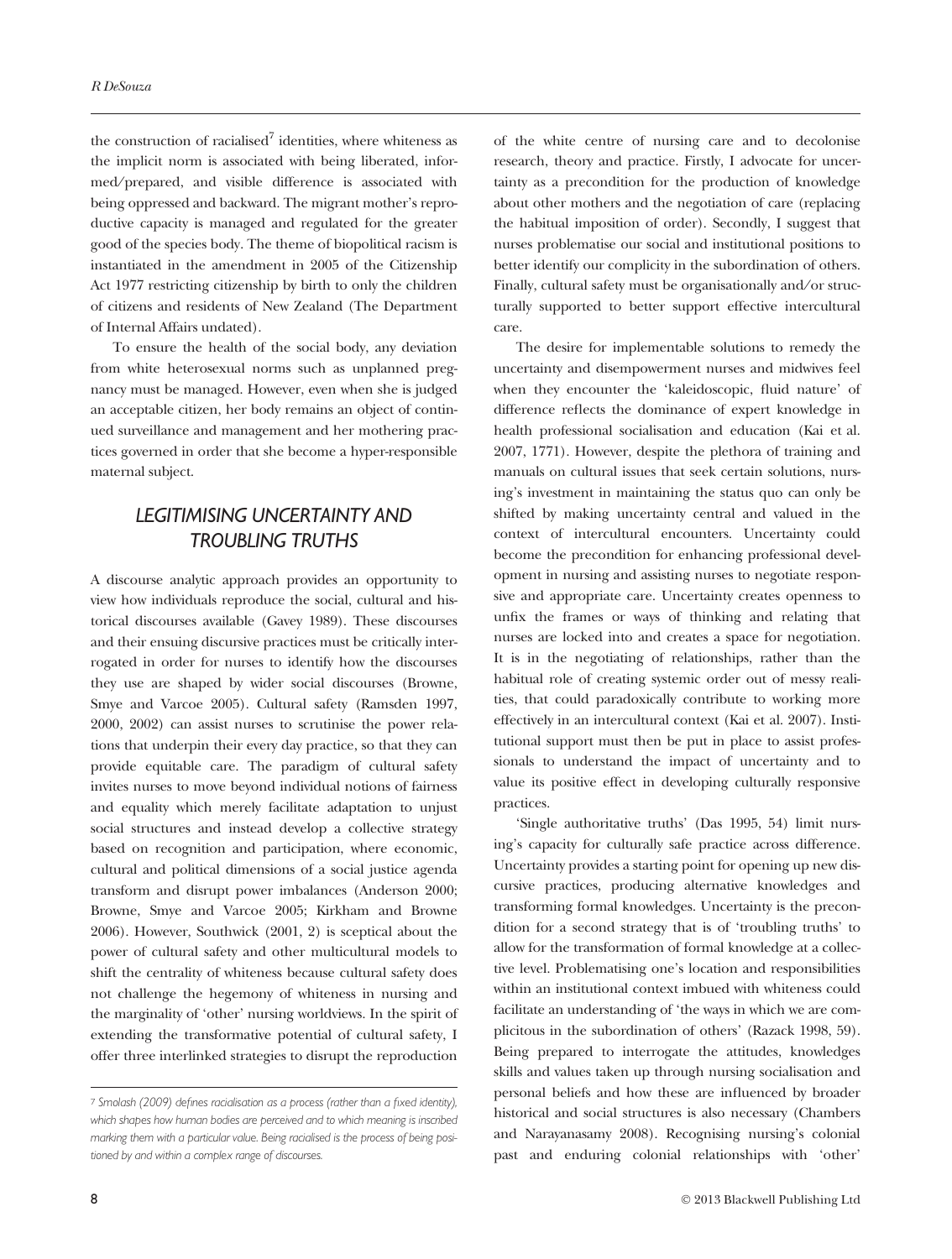the construction of racialised[7] identities, where whiteness as the implicit norm is associated with being liberated, informed/prepared, and visible difference is associated with being oppressed and backward. The migrant mother's reproductive capacity is managed and regulated for the greater good of the species body. The theme of biopolitical racism is instantiated in the amendment in 2005 of the Citizenship Act 1977 restricting citizenship by birth to only the children of citizens and residents of New Zealand (The Department of Internal Affairs undated).

To ensure the health of the social body, any deviation from white heterosexual norms such as unplanned pregnancy must be managed. However, even when she is judged an acceptable citizen, her body remains an object of continued surveillance and management and her mothering practices governed in order that she become a hyper-responsible maternal subject.

## LEGITIMISING UNCERTAINTY AND TROUBLING TRUTHS

A discourse analytic approach provides an opportunity to view how individuals reproduce the social, cultural and historical discourses available (Gavey 1989). These discourses and their ensuing discursive practices must be critically interrogated in order for nurses to identify how the discourses they use are shaped by wider social discourses (Browne, Smye and Varcoe 2005). Cultural safety (Ramsden 1997, 2000, 2002) can assist nurses to scrutinise the power relations that underpin their every day practice, so that they can provide equitable care. The paradigm of cultural safety invites nurses to move beyond individual notions of fairness and equality which merely facilitate adaptation to unjust social structures and instead develop a collective strategy based on recognition and participation, where economic, cultural and political dimensions of a social justice agenda transform and disrupt power imbalances (Anderson 2000; Browne, Smye and Varcoe 2005; Kirkham and Browne 2006). However, Southwick (2001, 2) is sceptical about the power of cultural safety and other multicultural models to shift the centrality of whiteness because cultural safety does not challenge the hegemony of whiteness in nursing and the marginality of 'other' nursing worldviews. In the spirit of extending the transformative potential of cultural safety, I offer three interlinked strategies to disrupt the reproduction of the white centre of nursing care and to decolonise research, theory and practice. Firstly, I advocate for uncertainty as a precondition for the production of knowledge about other mothers and the negotiation of care (replacing the habitual imposition of order). Secondly, I suggest that nurses problematise our social and institutional positions to better identify our complicity in the subordination of others. Finally, cultural safety must be organisationally and/or structurally supported to better support effective intercultural care.

The desire for implementable solutions to remedy the uncertainty and disempowerment nurses and midwives feel when they encounter the 'kaleidoscopic, fluid nature' of difference reflects the dominance of expert knowledge in health professional socialisation and education (Kai et al. 2007, 1771). However, despite the plethora of training and manuals on cultural issues that seek certain solutions, nursing's investment in maintaining the status quo can only be shifted by making uncertainty central and valued in the context of intercultural encounters. Uncertainty could become the precondition for enhancing professional development in nursing and assisting nurses to negotiate responsive and appropriate care. Uncertainty creates openness to unfix the frames or ways of thinking and relating that nurses are locked into and creates a space for negotiation. It is in the negotiating of relationships, rather than the habitual role of creating systemic order out of messy realities, that could paradoxically contribute to working more effectively in an intercultural context (Kai et al. 2007). Institutional support must then be put in place to assist professionals to understand the impact of uncertainty and to value its positive effect in developing culturally responsive practices.

'Single authoritative truths' (Das 1995, 54) limit nursing's capacity for culturally safe practice across difference. Uncertainty provides a starting point for opening up new discursive practices, producing alternative knowledges and transforming formal knowledges. Uncertainty is the precondition for a second strategy that is of 'troubling truths' to allow for the transformation of formal knowledge at a collective level. Problematising one's location and responsibilities within an institutional context imbued with whiteness could facilitate an understanding of 'the ways in which we are complicitous in the subordination of others' (Razack 1998, 59). Being prepared to interrogate the attitudes, knowledges skills and values taken up through nursing socialisation and personal beliefs and how these are influenced by broader historical and social structures is also necessary (Chambers and Narayanasamy 2008). Recognising nursing's colonial past and enduring colonial relationships with 'other'

---

[7] *Smolash (2009) defines racialisation as a process (rather than a fixed identity), which shapes how human bodies are perceived and to which meaning is inscribed marking them with a particular value. Being racialised is the process of being positioned by and within a complex range of discourses.*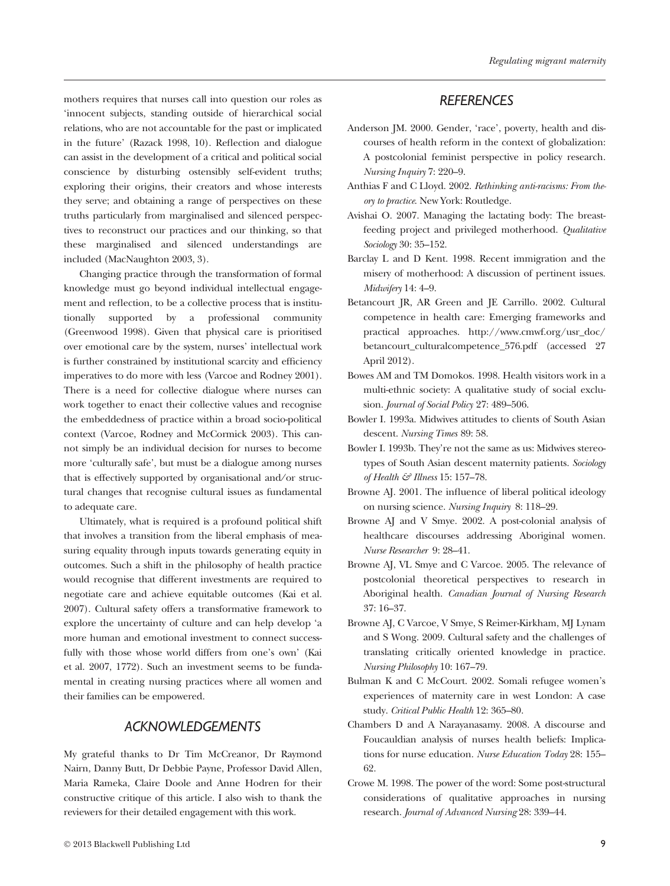mothers requires that nurses call into question our roles as 'innocent subjects, standing outside of hierarchical social relations, who are not accountable for the past or implicated in the future' (Razack 1998, 10). Reflection and dialogue can assist in the development of a critical and political social conscience by disturbing ostensibly self-evident truths; exploring their origins, their creators and whose interests they serve; and obtaining a range of perspectives on these truths particularly from marginalised and silenced perspectives to reconstruct our practices and our thinking, so that these marginalised and silenced understandings are included (MacNaughton 2003, 3).

Changing practice through the transformation of formal knowledge must go beyond individual intellectual engagement and reflection, to be a collective process that is institutionally supported by a professional community (Greenwood 1998). Given that physical care is prioritised over emotional care by the system, nurses' intellectual work is further constrained by institutional scarcity and efficiency imperatives to do more with less (Varcoe and Rodney 2001). There is a need for collective dialogue where nurses can work together to enact their collective values and recognise the embeddedness of practice within a broad socio-political context (Varcoe, Rodney and McCormick 2003). This cannot simply be an individual decision for nurses to become more 'culturally safe', but must be a dialogue among nurses that is effectively supported by organisational and/or structural changes that recognise cultural issues as fundamental to adequate care.

Ultimately, what is required is a profound political shift that involves a transition from the liberal emphasis of measuring equality through inputs towards generating equity in outcomes. Such a shift in the philosophy of health practice would recognise that different investments are required to negotiate care and achieve equitable outcomes (Kai et al. 2007). Cultural safety offers a transformative framework to explore the uncertainty of culture and can help develop 'a more human and emotional investment to connect successfully with those whose world differs from one's own' (Kai et al. 2007, 1772). Such an investment seems to be fundamental in creating nursing practices where all women and their families can be empowered.

## ACKNOWLEDGEMENTS

My grateful thanks to Dr Tim McCreanor, Dr Raymond Nairn, Danny Butt, Dr Debbie Payne, Professor David Allen, Maria Rameka, Claire Doole and Anne Hodren for their constructive critique of this article. I also wish to thank the reviewers for their detailed engagement with this work.

## REFERENCES

Anderson JM. 2000. Gender, 'race', poverty, health and discourses of health reform in the context of globalization: A postcolonial feminist perspective in policy research. *Nursing Inquiry* 7: 220–9.

Anthias F and C Lloyd. 2002. *Rethinking anti-racisms: From theory to practice*. New York: Routledge.

Avishai O. 2007. Managing the lactating body: The breastfeeding project and privileged motherhood. *Qualitative Sociology* 30: 35–152.

Barclay L and D Kent. 1998. Recent immigration and the misery of motherhood: A discussion of pertinent issues. *Midwifery* 14: 4–9.

Betancourt JR, AR Green and JE Carrillo. 2002. Cultural competence in health care: Emerging frameworks and practical approaches. http://www.cmwf.org/usr_doc/betancourt_culturalcompetence_576.pdf (accessed 27 April 2012).

Bowes AM and TM Domokos. 1998. Health visitors work in a multi-ethnic society: A qualitative study of social exclusion. *Journal of Social Policy* 27: 489–506.

Bowler I. 1993a. Midwives attitudes to clients of South Asian descent. *Nursing Times* 89: 58.

Bowler I. 1993b. They're not the same as us: Midwives stereotypes of South Asian descent maternity patients. *Sociology of Health & Illness* 15: 157–78.

Browne AJ. 2001. The influence of liberal political ideology on nursing science. *Nursing Inquiry* 8: 118–29.

Browne AJ and V Smye. 2002. A post-colonial analysis of healthcare discourses addressing Aboriginal women. *Nurse Researcher* 9: 28–41.

Browne AJ, VL Smye and C Varcoe. 2005. The relevance of postcolonial theoretical perspectives to research in Aboriginal health. *Canadian Journal of Nursing Research* 37: 16–37.

Browne AJ, C Varcoe, V Smye, S Reimer-Kirkham, MJ Lynam and S Wong. 2009. Cultural safety and the challenges of translating critically oriented knowledge in practice. *Nursing Philosophy* 10: 167–79.

Bulman K and C McCourt. 2002. Somali refugee women's experiences of maternity care in west London: A case study. *Critical Public Health* 12: 365–80.

Chambers D and A Narayanasamy. 2008. A discourse and Foucauldian analysis of nurses health beliefs: Implications for nurse education. *Nurse Education Today* 28: 155–62.

Crowe M. 1998. The power of the word: Some post-structural considerations of qualitative approaches in nursing research. *Journal of Advanced Nursing* 28: 339–44.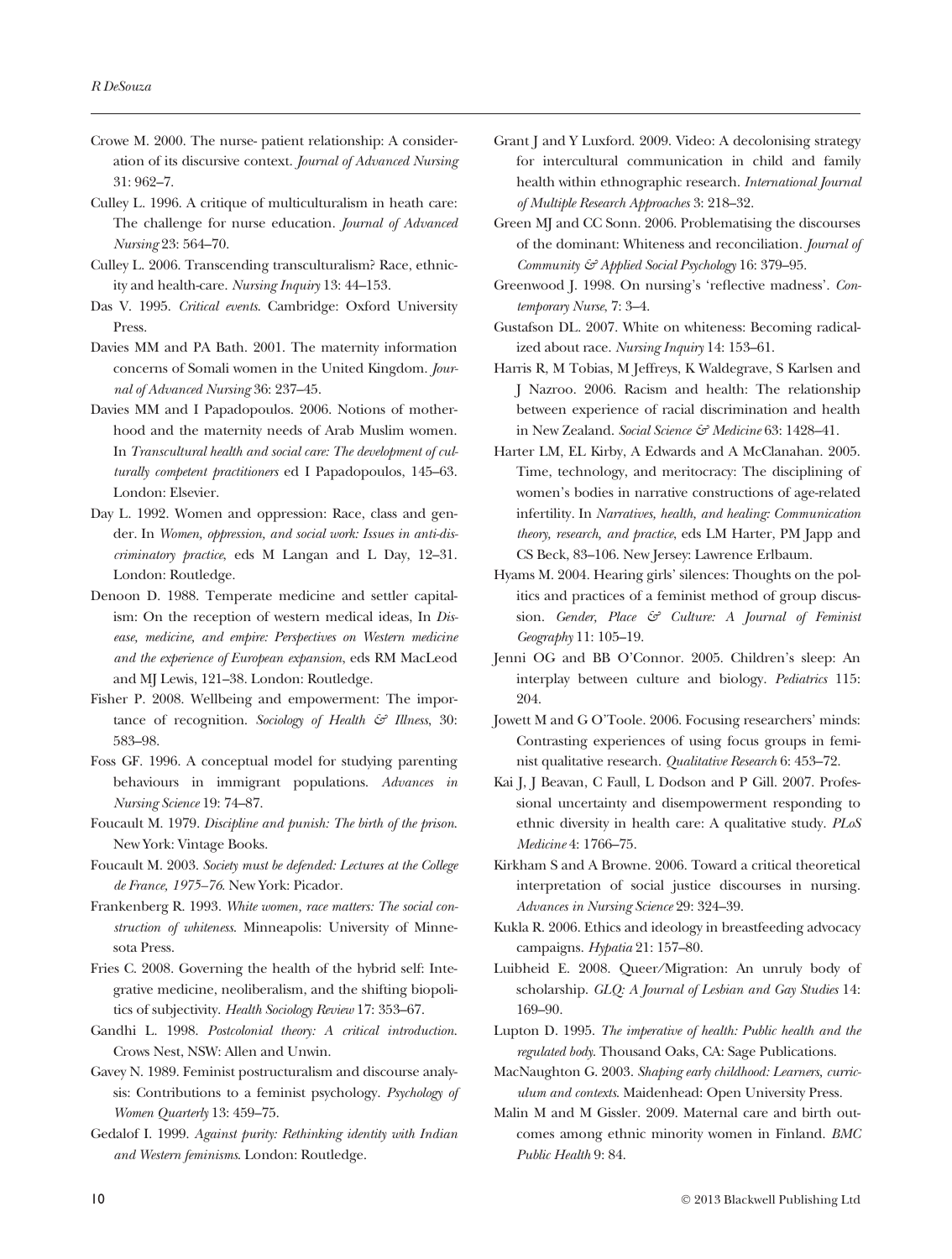Crowe M. 2000. The nurse- patient relationship: A consideration of its discursive context. *Journal of Advanced Nursing* 31: 962–7.

Culley L. 1996. A critique of multiculturalism in heath care: The challenge for nurse education. *Journal of Advanced Nursing* 23: 564–70.

Culley L. 2006. Transcending transculturalism? Race, ethnicity and health-care. *Nursing Inquiry* 13: 44–153.

Das V. 1995. *Critical events*. Cambridge: Oxford University Press.

Davies MM and PA Bath. 2001. The maternity information concerns of Somali women in the United Kingdom. *Journal of Advanced Nursing* 36: 237–45.

Davies MM and I Papadopoulos. 2006. Notions of motherhood and the maternity needs of Arab Muslim women. In *Transcultural health and social care: The development of culturally competent practitioners* ed I Papadopoulos, 145–63. London: Elsevier.

Day L. 1992. Women and oppression: Race, class and gender. In *Women, oppression, and social work: Issues in anti-discriminatory practice*, eds M Langan and L Day, 12–31. London: Routledge.

Denoon D. 1988. Temperate medicine and settler capitalism: On the reception of western medical ideas, In *Disease, medicine, and empire: Perspectives on Western medicine and the experience of European expansion*, eds RM MacLeod and MJ Lewis, 121–38. London: Routledge.

Fisher P. 2008. Wellbeing and empowerment: The importance of recognition. *Sociology of Health & Illness*, 30: 583–98.

Foss GF. 1996. A conceptual model for studying parenting behaviours in immigrant populations. *Advances in Nursing Science* 19: 74–87.

Foucault M. 1979. *Discipline and punish: The birth of the prison*. New York: Vintage Books.

Foucault M. 2003. *Society must be defended: Lectures at the College de France, 1975–76*. New York: Picador.

Frankenberg R. 1993. *White women, race matters: The social construction of whiteness*. Minneapolis: University of Minnesota Press.

Fries C. 2008. Governing the health of the hybrid self: Integrative medicine, neoliberalism, and the shifting biopolitics of subjectivity. *Health Sociology Review* 17: 353–67.

Gandhi L. 1998. *Postcolonial theory: A critical introduction*. Crows Nest, NSW: Allen and Unwin.

Gavey N. 1989. Feminist postructuralism and discourse analysis: Contributions to a feminist psychology. *Psychology of Women Quarterly* 13: 459–75.

Gedalof I. 1999. *Against purity: Rethinking identity with Indian and Western feminisms*. London: Routledge.

Grant J and Y Luxford. 2009. Video: A decolonising strategy for intercultural communication in child and family health within ethnographic research. *International Journal of Multiple Research Approaches* 3: 218–32.

Green MJ and CC Sonn. 2006. Problematising the discourses of the dominant: Whiteness and reconciliation. *Journal of Community & Applied Social Psychology* 16: 379–95.

Greenwood J. 1998. On nursing's 'reflective madness'. *Contemporary Nurse*, 7: 3–4.

Gustafson DL. 2007. White on whiteness: Becoming radicalized about race. *Nursing Inquiry* 14: 153–61.

Harris R, M Tobias, M Jeffreys, K Waldegrave, S Karlsen and J Nazroo. 2006. Racism and health: The relationship between experience of racial discrimination and health in New Zealand. *Social Science & Medicine* 63: 1428–41.

Harter LM, EL Kirby, A Edwards and A McClanahan. 2005. Time, technology, and meritocracy: The disciplining of women's bodies in narrative constructions of age-related infertility. In *Narratives, health, and healing: Communication theory, research, and practice*, eds LM Harter, PM Japp and CS Beck, 83–106. New Jersey: Lawrence Erlbaum.

Hyams M. 2004. Hearing girls' silences: Thoughts on the politics and practices of a feminist method of group discussion. *Gender, Place & Culture: A Journal of Feminist Geography* 11: 105–19.

Jenni OG and BB O'Connor. 2005. Children's sleep: An interplay between culture and biology. *Pediatrics* 115: 204.

Jowett M and G O'Toole. 2006. Focusing researchers' minds: Contrasting experiences of using focus groups in feminist qualitative research. *Qualitative Research* 6: 453–72.

Kai J, J Beavan, C Faull, L Dodson and P Gill. 2007. Professional uncertainty and disempowerment responding to ethnic diversity in health care: A qualitative study. *PLoS Medicine* 4: 1766–75.

Kirkham S and A Browne. 2006. Toward a critical theoretical interpretation of social justice discourses in nursing. *Advances in Nursing Science* 29: 324–39.

Kukla R. 2006. Ethics and ideology in breastfeeding advocacy campaigns. *Hypatia* 21: 157–80.

Luibheid E. 2008. Queer/Migration: An unruly body of scholarship. *GLQ: A Journal of Lesbian and Gay Studies* 14: 169–90.

Lupton D. 1995. *The imperative of health: Public health and the regulated body*. Thousand Oaks, CA: Sage Publications.

MacNaughton G. 2003. *Shaping early childhood: Learners, curriculum and contexts*. Maidenhead: Open University Press.

Malin M and M Gissler. 2009. Maternal care and birth outcomes among ethnic minority women in Finland. *BMC Public Health* 9: 84.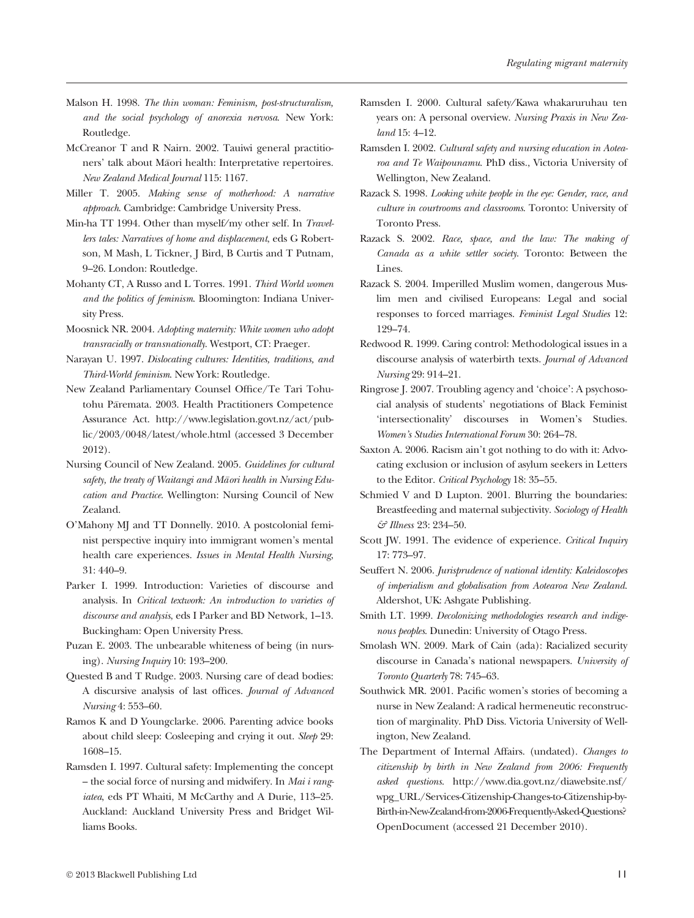Malson H. 1998. *The thin woman: Feminism, post-structuralism, and the social psychology of anorexia nervosa*. New York: Routledge.

McCreanor T and R Nairn. 2002. Tauiwi general practitioners' talk about Māori health: Interpretative repertoires. *New Zealand Medical Journal* 115: 1167.

Miller T. 2005. *Making sense of motherhood: A narrative approach*. Cambridge: Cambridge University Press.

Min-ha TT 1994. Other than myself/my other self. In *Travellers tales: Narratives of home and displacement*, eds G Robertson, M Mash, L Tickner, J Bird, B Curtis and T Putnam, 9–26. London: Routledge.

Mohanty CT, A Russo and L Torres. 1991. *Third World women and the politics of feminism*. Bloomington: Indiana University Press.

Moosnick NR. 2004. *Adopting maternity: White women who adopt transracially or transnationally*. Westport, CT: Praeger.

Narayan U. 1997. *Dislocating cultures: Identities, traditions, and Third-World feminism*. New York: Routledge.

New Zealand Parliamentary Counsel Office/Te Tari Tohutohu Pāremata. 2003. Health Practitioners Competence Assurance Act. http://www.legislation.govt.nz/act/public/2003/0048/latest/whole.html (accessed 3 December 2012).

Nursing Council of New Zealand. 2005. *Guidelines for cultural safety, the treaty of Waitangi and Māori health in Nursing Education and Practice*. Wellington: Nursing Council of New Zealand.

O'Mahony MJ and TT Donnelly. 2010. A postcolonial feminist perspective inquiry into immigrant women's mental health care experiences. *Issues in Mental Health Nursing*, 31: 440–9.

Parker I. 1999. Introduction: Varieties of discourse and analysis. In *Critical textwork: An introduction to varieties of discourse and analysis*, eds I Parker and BD Network, 1–13. Buckingham: Open University Press.

Puzan E. 2003. The unbearable whiteness of being (in nursing). *Nursing Inquiry* 10: 193–200.

Quested B and T Rudge. 2003. Nursing care of dead bodies: A discursive analysis of last offices. *Journal of Advanced Nursing* 4: 553–60.

Ramos K and D Youngclarke. 2006. Parenting advice books about child sleep: Cosleeping and crying it out. *Sleep* 29: 1608–15.

Ramsden I. 1997. Cultural safety: Implementing the concept – the social force of nursing and midwifery. In *Mai i rangiatea*, eds PT Whaiti, M McCarthy and A Durie, 113–25. Auckland: Auckland University Press and Bridget Williams Books.

Ramsden I. 2000. Cultural safety/Kawa whakaruruhau ten years on: A personal overview. *Nursing Praxis in New Zealand* 15: 4–12.

Ramsden I. 2002. *Cultural safety and nursing education in Aotearoa and Te Waipounamu*. PhD diss., Victoria University of Wellington, New Zealand.

Razack S. 1998. *Looking white people in the eye: Gender, race, and culture in courtrooms and classrooms*. Toronto: University of Toronto Press.

Razack S. 2002. *Race, space, and the law: The making of Canada as a white settler society*. Toronto: Between the Lines.

Razack S. 2004. Imperilled Muslim women, dangerous Muslim men and civilised Europeans: Legal and social responses to forced marriages. *Feminist Legal Studies* 12: 129–74.

Redwood R. 1999. Caring control: Methodological issues in a discourse analysis of waterbirth texts. *Journal of Advanced Nursing* 29: 914–21.

Ringrose J. 2007. Troubling agency and 'choice': A psychosocial analysis of students' negotiations of Black Feminist 'intersectionality' discourses in Women's Studies. *Women's Studies International Forum* 30: 264–78.

Saxton A. 2006. Racism ain't got nothing to do with it: Advocating exclusion or inclusion of asylum seekers in Letters to the Editor. *Critical Psychology* 18: 35–55.

Schmied V and D Lupton. 2001. Blurring the boundaries: Breastfeeding and maternal subjectivity. *Sociology of Health & Illness* 23: 234–50.

Scott JW. 1991. The evidence of experience. *Critical Inquiry* 17: 773–97.

Seuffert N. 2006. *Jurisprudence of national identity: Kaleidoscopes of imperialism and globalisation from Aotearoa New Zealand*. Aldershot, UK: Ashgate Publishing.

Smith LT. 1999. *Decolonizing methodologies research and indigenous peoples*. Dunedin: University of Otago Press.

Smolash WN. 2009. Mark of Cain (ada): Racialized security discourse in Canada's national newspapers. *University of Toronto Quarterly* 78: 745–63.

Southwick MR. 2001. Pacific women's stories of becoming a nurse in New Zealand: A radical hermeneutic reconstruction of marginality. PhD Diss. Victoria University of Wellington, New Zealand.

The Department of Internal Affairs. (undated). *Changes to citizenship by birth in New Zealand from 2006: Frequently asked questions*. http://www.dia.govt.nz/diawebsite.nsf/wpg_URL/Services-Citizenship-Changes-to-Citizenship-by-Birth-in-New-Zealand-from-2006-Frequently-Asked-Questions?OpenDocument (accessed 21 December 2010).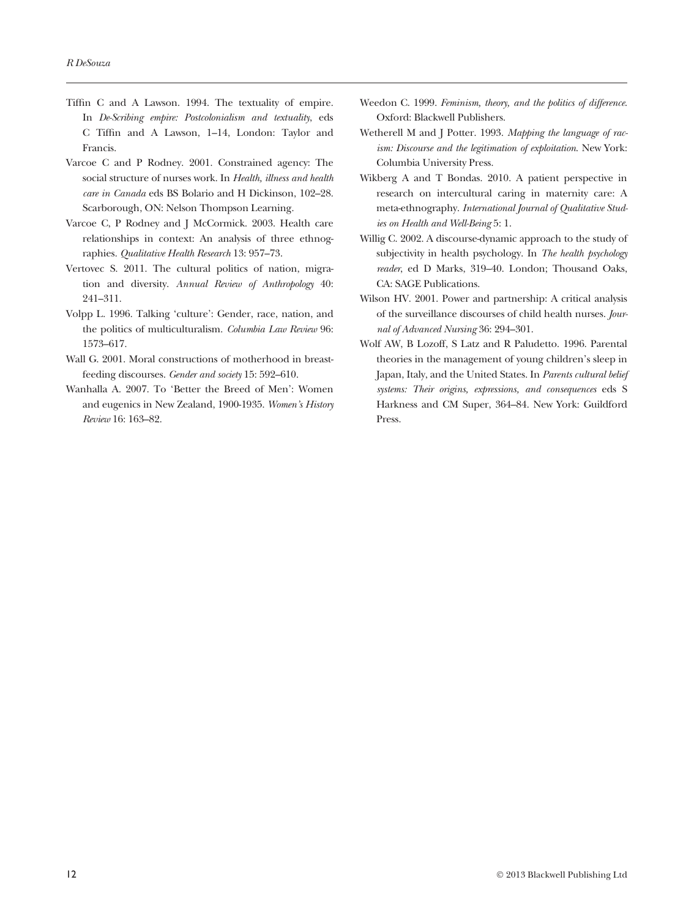Tiffin C and A Lawson. 1994. The textuality of empire. In *De-Scribing empire: Postcolonialism and textuality*, eds C Tiffin and A Lawson, 1–14, London: Taylor and Francis.

Varcoe C and P Rodney. 2001. Constrained agency: The social structure of nurses work. In *Health, illness and health care in Canada* eds BS Bolario and H Dickinson, 102–28. Scarborough, ON: Nelson Thompson Learning.

Varcoe C, P Rodney and J McCormick. 2003. Health care relationships in context: An analysis of three ethnographies. *Qualitative Health Research* 13: 957–73.

Vertovec S. 2011. The cultural politics of nation, migration and diversity. *Annual Review of Anthropology* 40: 241–311.

Volpp L. 1996. Talking 'culture': Gender, race, nation, and the politics of multiculturalism. *Columbia Law Review* 96: 1573–617.

Wall G. 2001. Moral constructions of motherhood in breastfeeding discourses. *Gender and society* 15: 592–610.

Wanhalla A. 2007. To 'Better the Breed of Men': Women and eugenics in New Zealand, 1900-1935. *Women's History Review* 16: 163–82.

Weedon C. 1999. *Feminism, theory, and the politics of difference*. Oxford: Blackwell Publishers.

Wetherell M and J Potter. 1993. *Mapping the language of racism: Discourse and the legitimation of exploitation*. New York: Columbia University Press.

Wikberg A and T Bondas. 2010. A patient perspective in research on intercultural caring in maternity care: A meta-ethnography. *International Journal of Qualitative Studies on Health and Well-Being* 5: 1.

Willig C. 2002. A discourse-dynamic approach to the study of subjectivity in health psychology. In *The health psychology reader*, ed D Marks, 319–40. London; Thousand Oaks, CA: SAGE Publications.

Wilson HV. 2001. Power and partnership: A critical analysis of the surveillance discourses of child health nurses. *Journal of Advanced Nursing* 36: 294–301.

Wolf AW, B Lozoff, S Latz and R Paludetto. 1996. Parental theories in the management of young children's sleep in Japan, Italy, and the United States. In *Parents cultural belief systems: Their origins, expressions, and consequences* eds S Harkness and CM Super, 364–84. New York: Guildford Press.